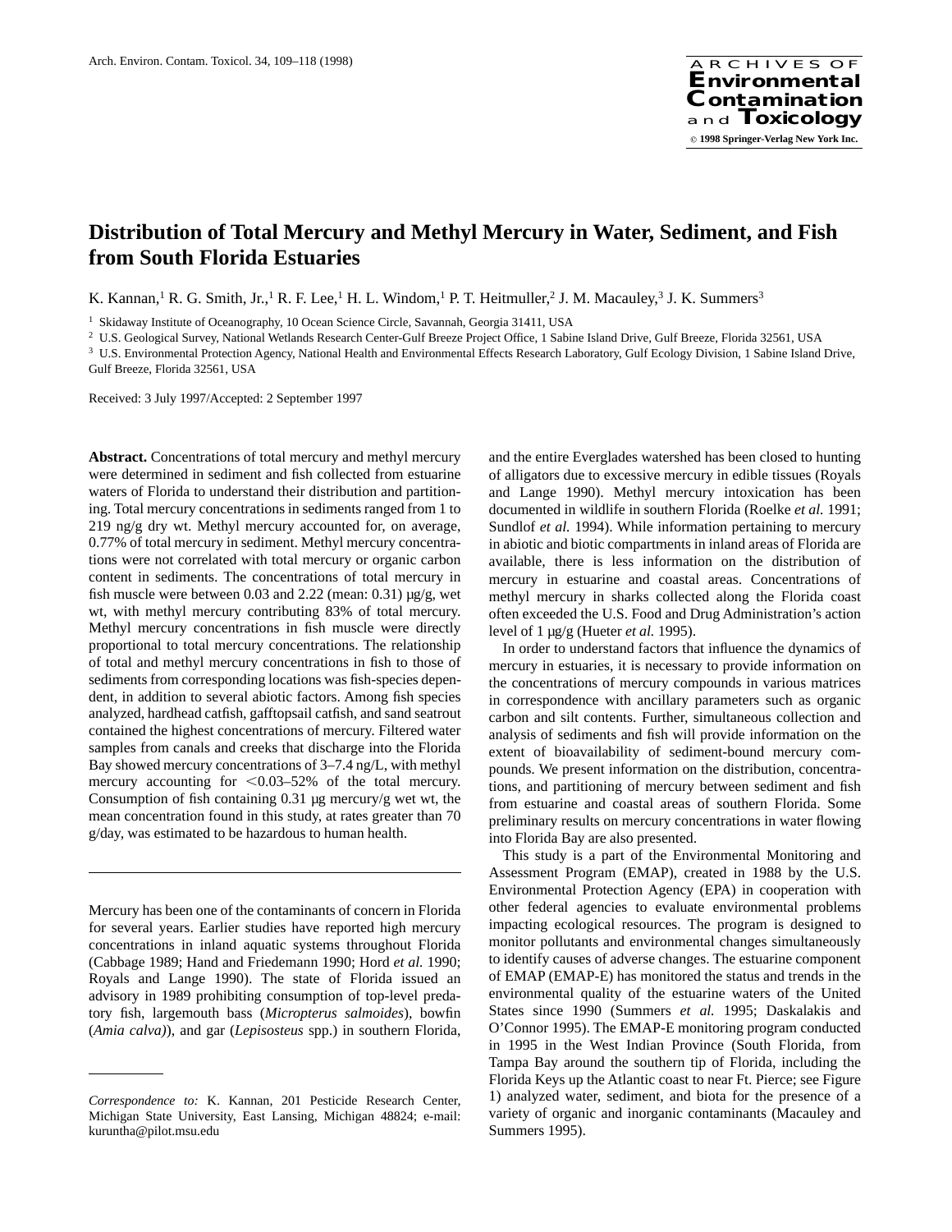# Distribution of Total Mercury and Methyl Mercury in Water, Sediment, and Fish from South Florida Estuaries

K. Kannan,[1] R. G. Smith, Jr.,[1] R. F. Lee,[1] H. L. Windom,[1] P. T. Heitmuller,[2] J. M. Macauley,[3] J. K. Summers[3]

[1] Skidaway Institute of Oceanography, 10 Ocean Science Circle, Savannah, Georgia 31411, USA

[2] U.S. Geological Survey, National Wetlands Research Center-Gulf Breeze Project Office, 1 Sabine Island Drive, Gulf Breeze, Florida 32561, USA

[3] U.S. Environmental Protection Agency, National Health and Environmental Effects Research Laboratory, Gulf Ecology Division, 1 Sabine Island Drive, Gulf Breeze, Florida 32561, USA

Received: 3 July 1997/Accepted: 2 September 1997

**Abstract.** Concentrations of total mercury and methyl mercury were determined in sediment and fish collected from estuarine waters of Florida to understand their distribution and partitioning. Total mercury concentrations in sediments ranged from 1 to 219 ng/g dry wt. Methyl mercury accounted for, on average, 0.77% of total mercury in sediment. Methyl mercury concentrations were not correlated with total mercury or organic carbon content in sediments. The concentrations of total mercury in fish muscle were between 0.03 and 2.22 (mean: 0.31) μg/g, wet wt, with methyl mercury contributing 83% of total mercury. Methyl mercury concentrations in fish muscle were directly proportional to total mercury concentrations. The relationship of total and methyl mercury concentrations in fish to those of sediments from corresponding locations was fish-species dependent, in addition to several abiotic factors. Among fish species analyzed, hardhead catfish, gafftopsail catfish, and sand seatrout contained the highest concentrations of mercury. Filtered water samples from canals and creeks that discharge into the Florida Bay showed mercury concentrations of 3–7.4 ng/L, with methyl mercury accounting for <0.03–52% of the total mercury. Consumption of fish containing 0.31 μg mercury/g wet wt, the mean concentration found in this study, at rates greater than 70 g/day, was estimated to be hazardous to human health.

---

Mercury has been one of the contaminants of concern in Florida for several years. Earlier studies have reported high mercury concentrations in inland aquatic systems throughout Florida (Cabbage 1989; Hand and Friedemann 1990; Hord *et al.* 1990; Royals and Lange 1990). The state of Florida issued an advisory in 1989 prohibiting consumption of top-level predatory fish, largemouth bass (*Micropterus salmoides*), bowfin (*Amia calva*)), and gar (*Lepisosteus* spp.) in southern Florida, and the entire Everglades watershed has been closed to hunting of alligators due to excessive mercury in edible tissues (Royals and Lange 1990). Methyl mercury intoxication has been documented in wildlife in southern Florida (Roelke *et al.* 1991; Sundlof *et al.* 1994). While information pertaining to mercury in abiotic and biotic compartments in inland areas of Florida are available, there is less information on the distribution of mercury in estuarine and coastal areas. Concentrations of methyl mercury in sharks collected along the Florida coast often exceeded the U.S. Food and Drug Administration's action level of 1 μg/g (Hueter *et al.* 1995).

In order to understand factors that influence the dynamics of mercury in estuaries, it is necessary to provide information on the concentrations of mercury compounds in various matrices in correspondence with ancillary parameters such as organic carbon and silt contents. Further, simultaneous collection and analysis of sediments and fish will provide information on the extent of bioavailability of sediment-bound mercury compounds. We present information on the distribution, concentrations, and partitioning of mercury between sediment and fish from estuarine and coastal areas of southern Florida. Some preliminary results on mercury concentrations in water flowing into Florida Bay are also presented.

This study is a part of the Environmental Monitoring and Assessment Program (EMAP), created in 1988 by the U.S. Environmental Protection Agency (EPA) in cooperation with other federal agencies to evaluate environmental problems impacting ecological resources. The program is designed to monitor pollutants and environmental changes simultaneously to identify causes of adverse changes. The estuarine component of EMAP (EMAP-E) has monitored the status and trends in the environmental quality of the estuarine waters of the United States since 1990 (Summers *et al.* 1995; Daskalakis and O'Connor 1995). The EMAP-E monitoring program conducted in 1995 in the West Indian Province (South Florida, from Tampa Bay around the southern tip of Florida, including the Florida Keys up the Atlantic coast to near Ft. Pierce; see Figure 1) analyzed water, sediment, and biota for the presence of a variety of organic and inorganic contaminants (Macauley and Summers 1995).

---

*Correspondence to:* K. Kannan, 201 Pesticide Research Center, Michigan State University, East Lansing, Michigan 48824; e-mail: kuruntha@pilot.msu.edu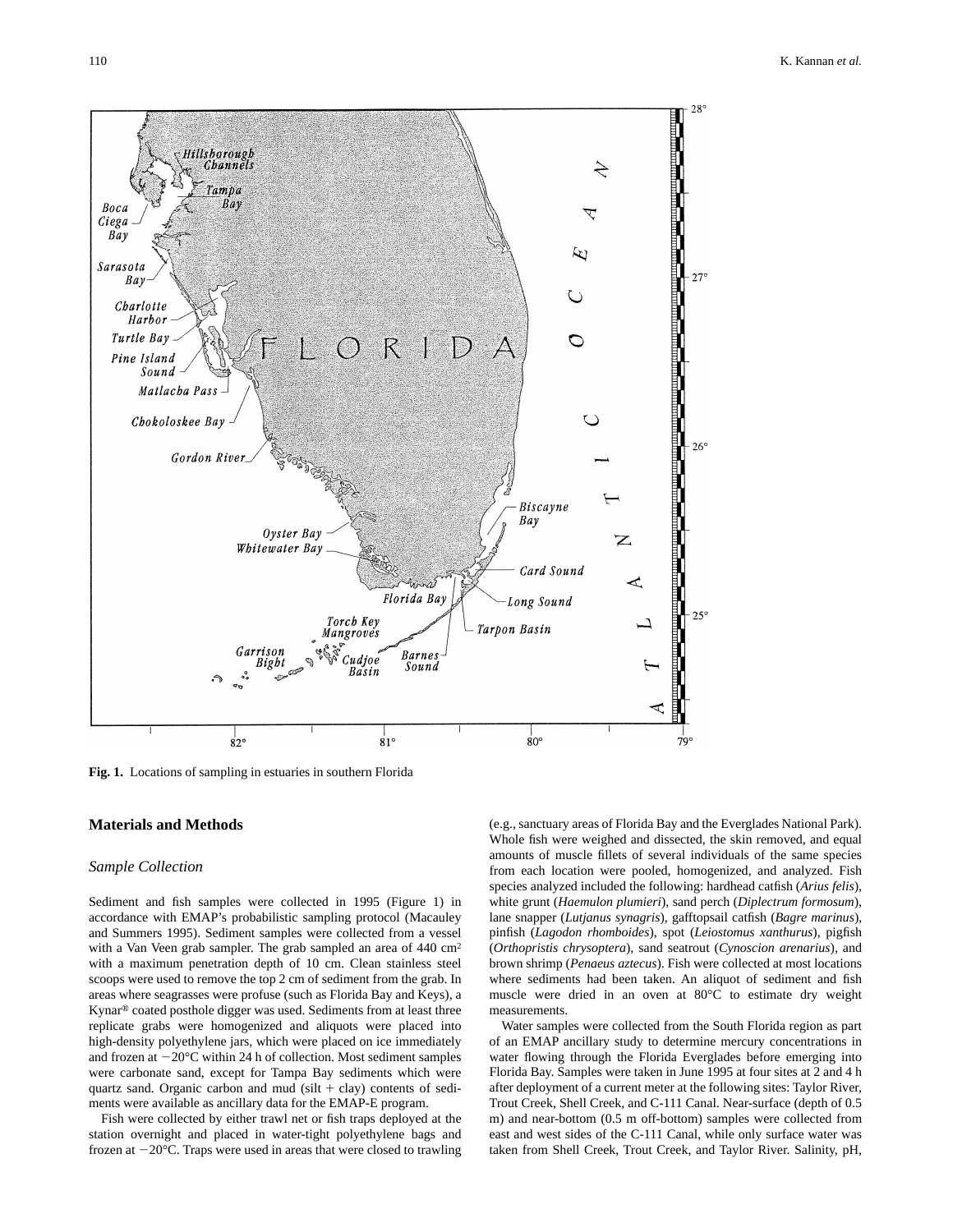**Fig. 1.** Locations of sampling in estuaries in southern Florida

## Materials and Methods

### *Sample Collection*

Sediment and fish samples were collected in 1995 (Figure 1) in accordance with EMAP's probabilistic sampling protocol (Macauley and Summers 1995). Sediment samples were collected from a vessel with a Van Veen grab sampler. The grab sampled an area of 440 $cm^2$ with a maximum penetration depth of 10 cm. Clean stainless steel scoops were used to remove the top 2 cm of sediment from the grab. In areas where seagrasses were profuse (such as Florida Bay and Keys), a Kynar® coated posthole digger was used. Sediments from at least three replicate grabs were homogenized and aliquots were placed into high-density polyethylene jars, which were placed on ice immediately and frozen at −20°C within 24 h of collection. Most sediment samples were carbonate sand, except for Tampa Bay sediments which were quartz sand. Organic carbon and mud (silt + clay) contents of sediments were available as ancillary data for the EMAP-E program.

Fish were collected by either trawl net or fish traps deployed at the station overnight and placed in water-tight polyethylene bags and frozen at −20°C. Traps were used in areas that were closed to trawling (e.g., sanctuary areas of Florida Bay and the Everglades National Park). Whole fish were weighed and dissected, the skin removed, and equal amounts of muscle fillets of several individuals of the same species from each location were pooled, homogenized, and analyzed. Fish species analyzed included the following: hardhead catfish (*Arius felis*), white grunt (*Haemulon plumieri*), sand perch (*Diplectrum formosum*), lane snapper (*Lutjanus synagris*), gafftopsail catfish (*Bagre marinus*), pinfish (*Lagodon rhomboides*), spot (*Leiostomus xanthurus*), pigfish (*Orthopristis chrysoptera*), sand seatrout (*Cynoscion arenarius*), and brown shrimp (*Penaeus aztecus*). Fish were collected at most locations where sediments had been taken. An aliquot of sediment and fish muscle were dried in an oven at 80°C to estimate dry weight measurements.

Water samples were collected from the South Florida region as part of an EMAP ancillary study to determine mercury concentrations in water flowing through the Florida Everglades before emerging into Florida Bay. Samples were taken in June 1995 at four sites at 2 and 4 h after deployment of a current meter at the following sites: Taylor River, Trout Creek, Shell Creek, and C-111 Canal. Near-surface (depth of 0.5 m) and near-bottom (0.5 m off-bottom) samples were collected from east and west sides of the C-111 Canal, while only surface water was taken from Shell Creek, Trout Creek, and Taylor River. Salinity, pH,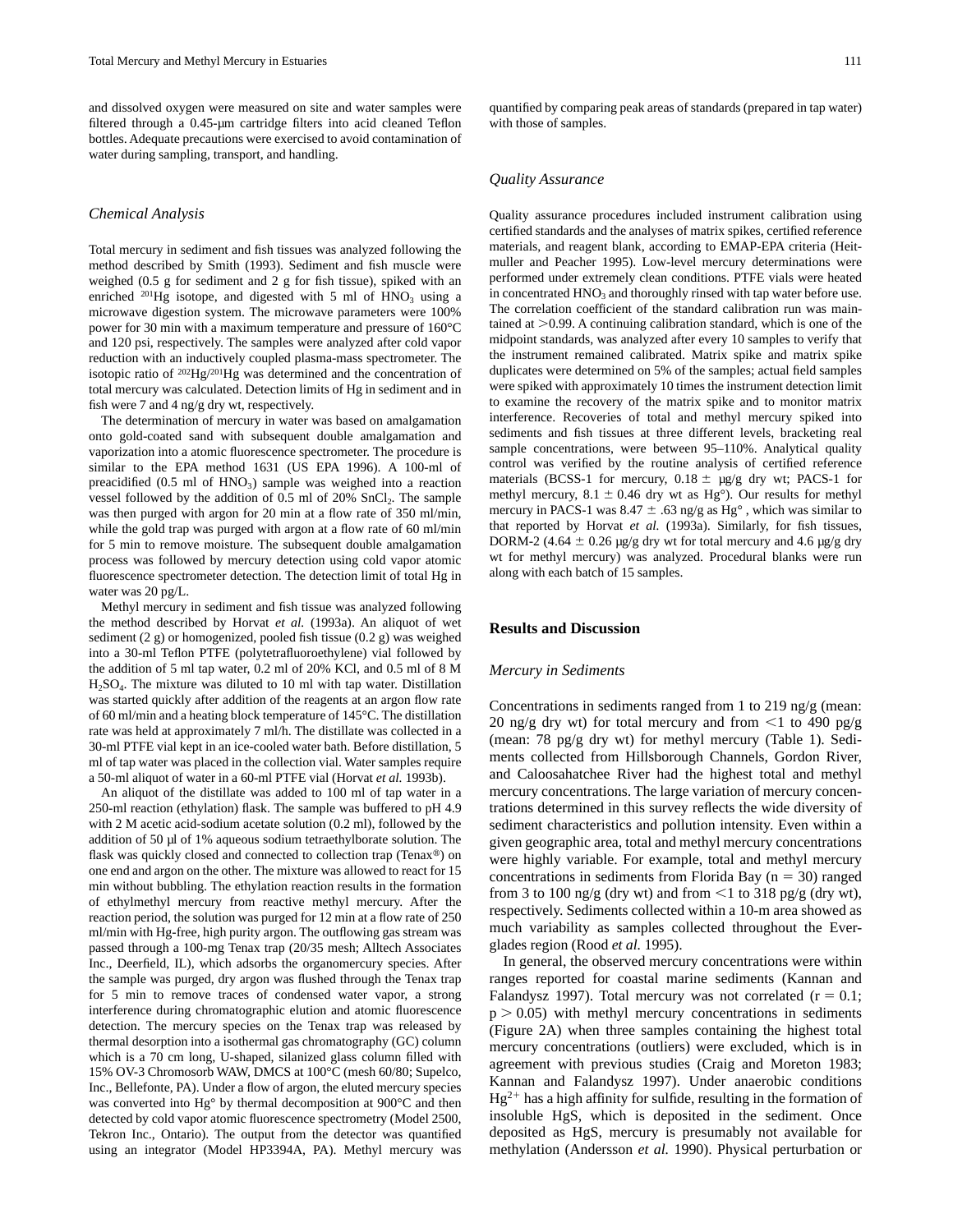and dissolved oxygen were measured on site and water samples were filtered through a 0.45-μm cartridge filters into acid cleaned Teflon bottles. Adequate precautions were exercised to avoid contamination of water during sampling, transport, and handling.

### *Chemical Analysis*

Total mercury in sediment and fish tissues was analyzed following the method described by Smith (1993). Sediment and fish muscle were weighed (0.5 g for sediment and 2 g for fish tissue), spiked with an enriched $^{201}$Hg isotope, and digested with 5 ml of $HNO_3$ using a microwave digestion system. The microwave parameters were 100% power for 30 min with a maximum temperature and pressure of 160°C and 120 psi, respectively. The samples were analyzed after cold vapor reduction with an inductively coupled plasma-mass spectrometer. The isotopic ratio of $^{202}$Hg/$^{201}$Hg was determined and the concentration of total mercury was calculated. Detection limits of Hg in sediment and in fish were 7 and 4 ng/g dry wt, respectively.

The determination of mercury in water was based on amalgamation onto gold-coated sand with subsequent double amalgamation and vaporization into a atomic fluorescence spectrometer. The procedure is similar to the EPA method 1631 (US EPA 1996). A 100-ml of preacidified (0.5 ml of $HNO_3$) sample was weighed into a reaction vessel followed by the addition of 0.5 ml of 20% $SnCl_2$. The sample was then purged with argon for 20 min at a flow rate of 350 ml/min, while the gold trap was purged with argon at a flow rate of 60 ml/min for 5 min to remove moisture. The subsequent double amalgamation process was followed by mercury detection using cold vapor atomic fluorescence spectrometer detection. The detection limit of total Hg in water was 20 pg/L.

Methyl mercury in sediment and fish tissue was analyzed following the method described by Horvat *et al.* (1993a). An aliquot of wet sediment (2 g) or homogenized, pooled fish tissue (0.2 g) was weighed into a 30-ml Teflon PTFE (polytetrafluoroethylene) vial followed by the addition of 5 ml tap water, 0.2 ml of 20% KCl, and 0.5 ml of 8 M $H_2SO_4$. The mixture was diluted to 10 ml with tap water. Distillation was started quickly after addition of the reagents at an argon flow rate of 60 ml/min and a heating block temperature of 145°C. The distillation rate was held at approximately 7 ml/h. The distillate was collected in a 30-ml PTFE vial kept in an ice-cooled water bath. Before distillation, 5 ml of tap water was placed in the collection vial. Water samples require a 50-ml aliquot of water in a 60-ml PTFE vial (Horvat *et al.* 1993b).

An aliquot of the distillate was added to 100 ml of tap water in a 250-ml reaction (ethylation) flask. The sample was buffered to pH 4.9 with 2 M acetic acid-sodium acetate solution (0.2 ml), followed by the addition of 50 μl of 1% aqueous sodium tetraethylborate solution. The flask was quickly closed and connected to collection trap (Tenax®) on one end and argon on the other. The mixture was allowed to react for 15 min without bubbling. The ethylation reaction results in the formation of ethylmethyl mercury from reactive methyl mercury. After the reaction period, the solution was purged for 12 min at a flow rate of 250 ml/min with Hg-free, high purity argon. The outflowing gas stream was passed through a 100-mg Tenax trap (20/35 mesh; Alltech Associates Inc., Deerfield, IL), which adsorbs the organomercury species. After the sample was purged, dry argon was flushed through the Tenax trap for 5 min to remove traces of condensed water vapor, a strong interference during chromatographic elution and atomic fluorescence detection. The mercury species on the Tenax trap was released by thermal desorption into a isothermal gas chromatography (GC) column which is a 70 cm long, U-shaped, silanized glass column filled with 15% OV-3 Chromosorb WAW, DMCS at 100°C (mesh 60/80; Supelco, Inc., Bellefonte, PA). Under a flow of argon, the eluted mercury species was converted into Hg° by thermal decomposition at 900°C and then detected by cold vapor atomic fluorescence spectrometry (Model 2500, Tekron Inc., Ontario). The output from the detector was quantified using an integrator (Model HP3394A, PA). Methyl mercury was quantified by comparing peak areas of standards (prepared in tap water) with those of samples.

### *Quality Assurance*

Quality assurance procedures included instrument calibration using certified standards and the analyses of matrix spikes, certified reference materials, and reagent blank, according to EMAP-EPA criteria (Heitmuller and Peacher 1995). Low-level mercury determinations were performed under extremely clean conditions. PTFE vials were heated in concentrated $HNO_3$ and thoroughly rinsed with tap water before use. The correlation coefficient of the standard calibration run was maintained at >0.99. A continuing calibration standard, which is one of the midpoint standards, was analyzed after every 10 samples to verify that the instrument remained calibrated. Matrix spike and matrix spike duplicates were determined on 5% of the samples; actual field samples were spiked with approximately 10 times the instrument detection limit to examine the recovery of the matrix spike and to monitor matrix interference. Recoveries of total and methyl mercury spiked into sediments and fish tissues at three different levels, bracketing real sample concentrations, were between 95–110%. Analytical quality control was verified by the routine analysis of certified reference materials (BCSS-1 for mercury, 0.18 ± μg/g dry wt; PACS-1 for methyl mercury, 8.1 ± 0.46 dry wt as Hg°). Our results for methyl mercury in PACS-1 was 8.47 ± .63 ng/g as Hg° , which was similar to that reported by Horvat *et al.* (1993a). Similarly, for fish tissues, DORM-2 (4.64 ± 0.26 μg/g dry wt for total mercury and 4.6 μg/g dry wt for methyl mercury) was analyzed. Procedural blanks were run along with each batch of 15 samples.

## Results and Discussion

### *Mercury in Sediments*

Concentrations in sediments ranged from 1 to 219 ng/g (mean: 20 ng/g dry wt) for total mercury and from <1 to 490 pg/g (mean: 78 pg/g dry wt) for methyl mercury (Table 1). Sediments collected from Hillsborough Channels, Gordon River, and Caloosahatchee River had the highest total and methyl mercury concentrations. The large variation of mercury concentrations determined in this survey reflects the wide diversity of sediment characteristics and pollution intensity. Even within a given geographic area, total and methyl mercury concentrations were highly variable. For example, total and methyl mercury concentrations in sediments from Florida Bay ($n = 30$) ranged from 3 to 100 ng/g (dry wt) and from <1 to 318 pg/g (dry wt), respectively. Sediments collected within a 10-m area showed as much variability as samples collected throughout the Everglades region (Rood *et al.* 1995).

In general, the observed mercury concentrations were within ranges reported for coastal marine sediments (Kannan and Falandysz 1997). Total mercury was not correlated ($r = 0.1$; $p > 0.05$) with methyl mercury concentrations in sediments (Figure 2A) when three samples containing the highest total mercury concentrations (outliers) were excluded, which is in agreement with previous studies (Craig and Moreton 1983; Kannan and Falandysz 1997). Under anaerobic conditions $Hg^{2+}$ has a high affinity for sulfide, resulting in the formation of insoluble HgS, which is deposited in the sediment. Once deposited as HgS, mercury is presumably not available for methylation (Andersson *et al.* 1990). Physical perturbation or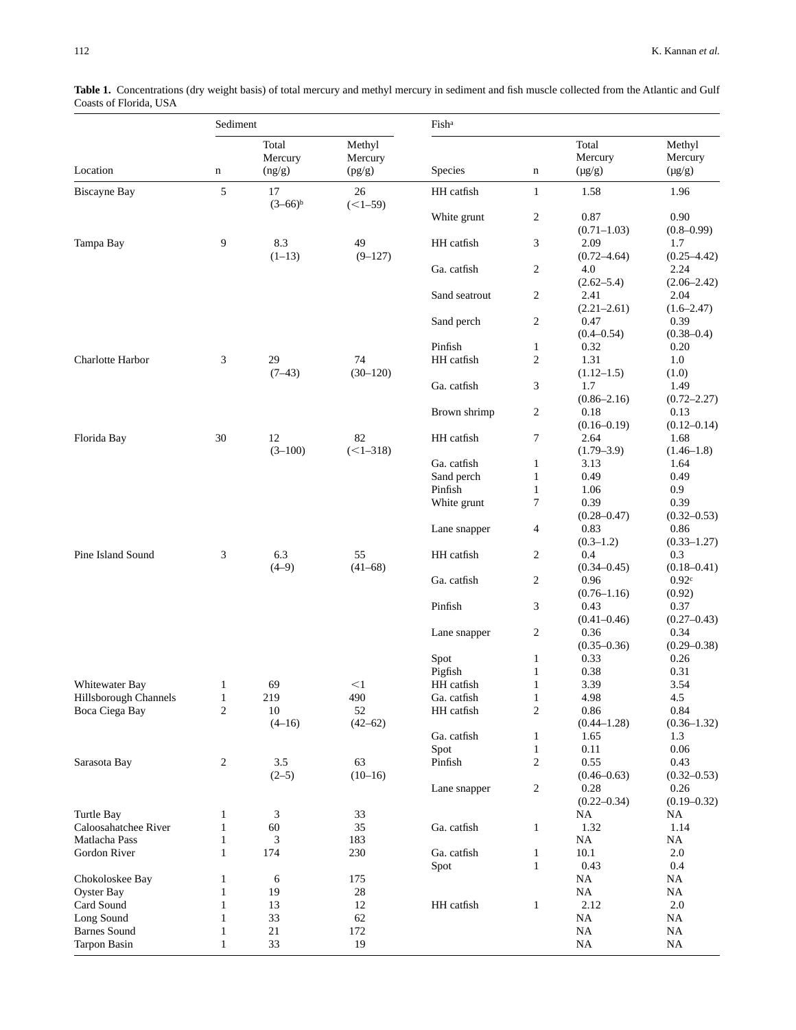**Table 1.** Concentrations (dry weight basis) of total mercury and methyl mercury in sediment and fish muscle collected from the Atlantic and Gulf Coasts of Florida, USA

| | Sediment | | | Fish[a] | | | |
|---|---|---|---|---|---|---|---|
| Location | n | Total Mercury (ng/g) | Methyl Mercury (pg/g) | Species | n | Total Mercury (μg/g) | Methyl Mercury (μg/g) |
| Biscayne Bay | 5 | 17 (3–66)[b] | 26 (<1–59) | HH catfish | 1 | 1.58 | 1.96 |
| | | | | White grunt | 2 | 0.87 (0.71–1.03) | 0.90 (0.8–0.99) |
| Tampa Bay | 9 | 8.3 (1–13) | 49 (9–127) | HH catfish | 3 | 2.09 (0.72–4.64) | 1.7 (0.25–4.42) |
| | | | | Ga. catfish | 2 | 4.0 (2.62–5.4) | 2.24 (2.06–2.42) |
| | | | | Sand seatrout | 2 | 2.41 (2.21–2.61) | 2.04 (1.6–2.47) |
| | | | | Sand perch | 2 | 0.47 (0.4–0.54) | 0.39 (0.38–0.4) |
| | | | | Pinfish | 1 | 0.32 | 0.20 |
| Charlotte Harbor | 3 | 29 (7–43) | 74 (30–120) | HH catfish | 2 | 1.31 (1.12–1.5) | 1.0 (1.0) |
| | | | | Ga. catfish | 3 | 1.7 (0.86–2.16) | 1.49 (0.72–2.27) |
| | | | | Brown shrimp | 2 | 0.18 (0.16–0.19) | 0.13 (0.12–0.14) |
| Florida Bay | 30 | 12 (3–100) | 82 (<1–318) | HH catfish | 7 | 2.64 (1.79–3.9) | 1.68 (1.46–1.8) |
| | | | | Ga. catfish | 1 | 3.13 | 1.64 |
| | | | | Sand perch | 1 | 0.49 | 0.49 |
| | | | | Pinfish | 1 | 1.06 | 0.9 |
| | | | | White grunt | 7 | 0.39 (0.28–0.47) | 0.39 (0.32–0.53) |
| | | | | Lane snapper | 4 | 0.83 (0.3–1.2) | 0.86 (0.33–1.27) |
| Pine Island Sound | 3 | 6.3 (4–9) | 55 (41–68) | HH catfish | 2 | 0.4 (0.34–0.45) | 0.3 (0.18–0.41) |
| | | | | Ga. catfish | 2 | 0.96 (0.76–1.16) | 0.92[c] (0.92) |
| | | | | Pinfish | 3 | 0.43 (0.41–0.46) | 0.37 (0.27–0.43) |
| | | | | Lane snapper | 2 | 0.36 (0.35–0.36) | 0.34 (0.29–0.38) |
| | | | | Spot | 1 | 0.33 | 0.26 |
| | | | | Pigfish | 1 | 0.38 | 0.31 |
| Whitewater Bay | 1 | 69 | <1 | HH catfish | 1 | 3.39 | 3.54 |
| Hillsborough Channels | 1 | 219 | 490 | Ga. catfish | 1 | 4.98 | 4.5 |
| Boca Ciega Bay | 2 | 10 (4–16) | 52 (42–62) | HH catfish | 2 | 0.86 (0.44–1.28) | 0.84 (0.36–1.32) |
| | | | | Ga. catfish | 1 | 1.65 | 1.3 |
| | | | | Spot | 1 | 0.11 | 0.06 |
| Sarasota Bay | 2 | 3.5 (2–5) | 63 (10–16) | Pinfish | 2 | 0.55 (0.46–0.63) | 0.43 (0.32–0.53) |
| | | | | Lane snapper | 2 | 0.28 (0.22–0.34) | 0.26 (0.19–0.32) |
| Turtle Bay | 1 | 3 | 33 | | | NA | NA |
| Caloosahatchee River | 1 | 60 | 35 | Ga. catfish | 1 | 1.32 | 1.14 |
| Matlacha Pass | 1 | 3 | 183 | | | NA | NA |
| Gordon River | 1 | 174 | 230 | Ga. catfish | 1 | 10.1 | 2.0 |
| | | | | Spot | 1 | 0.43 | 0.4 |
| Chokoloskee Bay | 1 | 6 | 175 | | | NA | NA |
| Oyster Bay | 1 | 19 | 28 | | | NA | NA |
| Card Sound | 1 | 13 | 12 | HH catfish | 1 | 2.12 | 2.0 |
| Long Sound | 1 | 33 | 62 | | | NA | NA |
| Barnes Sound | 1 | 21 | 172 | | | NA | NA |
| Tarpon Basin | 1 | 33 | 19 | | | NA | NA |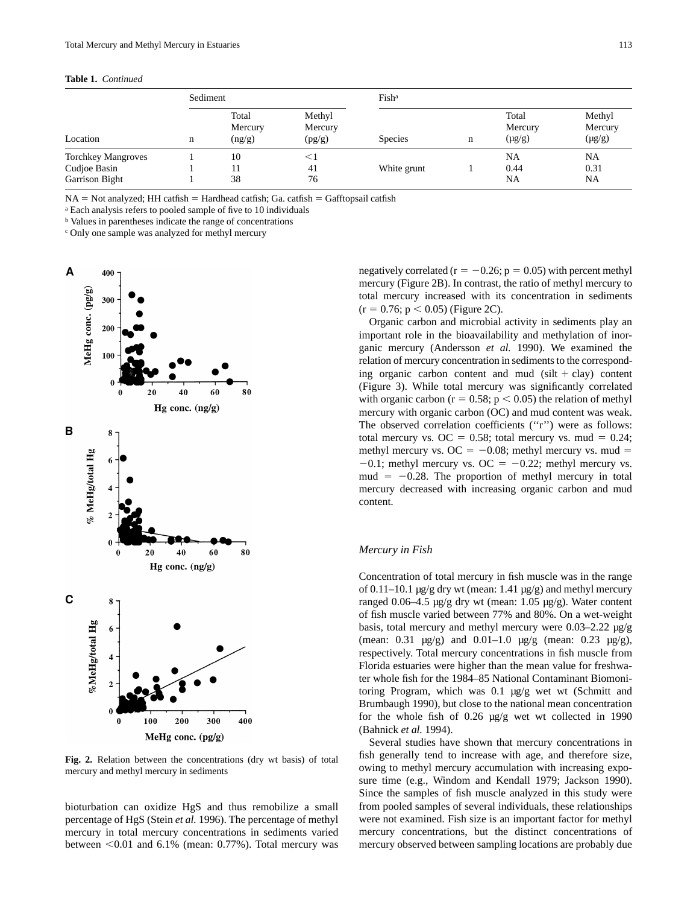**Table 1.** *Continued*

| | Sediment | | | Fish[a] | | | |
|---|---|---|---|---|---|---|---|
| Location | n | Total Mercury (ng/g) | Methyl Mercury (pg/g) | Species | n | Total Mercury (μg/g) | Methyl Mercury (μg/g) |
| Torchkey Mangroves | 1 | 10 | <1 | | | NA | NA |
| Cudjoe Basin | 1 | 11 | 41 | White grunt | 1 | 0.44 | 0.31 |
| Garrison Bight | 1 | 38 | 76 | | | NA | NA |

NA = Not analyzed; HH catfish = Hardhead catfish; Ga. catfish = Gafftopsail catfish

[a] Each analysis refers to pooled sample of five to 10 individuals

[b] Values in parentheses indicate the range of concentrations

[c] Only one sample was analyzed for methyl mercury

**Fig. 2.** Relation between the concentrations (dry wt basis) of total mercury and methyl mercury in sediments

bioturbation can oxidize HgS and thus remobilize a small percentage of HgS (Stein *et al.* 1996). The percentage of methyl mercury in total mercury concentrations in sediments varied between <0.01 and 6.1% (mean: 0.77%). Total mercury was negatively correlated ($r = -0.26$; $p = 0.05$) with percent methyl mercury (Figure 2B). In contrast, the ratio of methyl mercury to total mercury increased with its concentration in sediments ($r = 0.76$; $p < 0.05$) (Figure 2C).

Organic carbon and microbial activity in sediments play an important role in the bioavailability and methylation of inorganic mercury (Andersson *et al.* 1990). We examined the relation of mercury concentration in sediments to the corresponding organic carbon content and mud (silt + clay) content (Figure 3). While total mercury was significantly correlated with organic carbon ($r = 0.58$; $p < 0.05$) the relation of methyl mercury with organic carbon (OC) and mud content was weak. The observed correlation coefficients (''r'') were as follows: total mercury vs. OC = 0.58; total mercury vs. mud = 0.24; methyl mercury vs. OC = −0.08; methyl mercury vs. mud = −0.1; methyl mercury vs. OC = −0.22; methyl mercury vs. mud = −0.28. The proportion of methyl mercury in total mercury decreased with increasing organic carbon and mud content.

### *Mercury in Fish*

Concentration of total mercury in fish muscle was in the range of 0.11–10.1 μg/g dry wt (mean: 1.41 μg/g) and methyl mercury ranged 0.06–4.5 μg/g dry wt (mean: 1.05 μg/g). Water content of fish muscle varied between 77% and 80%. On a wet-weight basis, total mercury and methyl mercury were 0.03–2.22 μg/g (mean: 0.31 μg/g) and 0.01–1.0 μg/g (mean: 0.23 μg/g), respectively. Total mercury concentrations in fish muscle from Florida estuaries were higher than the mean value for freshwater whole fish for the 1984–85 National Contaminant Biomonitoring Program, which was 0.1 μg/g wet wt (Schmitt and Brumbaugh 1990), but close to the national mean concentration for the whole fish of 0.26 μg/g wet wt collected in 1990 (Bahnick *et al.* 1994).

Several studies have shown that mercury concentrations in fish generally tend to increase with age, and therefore size, owing to methyl mercury accumulation with increasing exposure time (e.g., Windom and Kendall 1979; Jackson 1990). Since the samples of fish muscle analyzed in this study were from pooled samples of several individuals, these relationships were not examined. Fish size is an important factor for methyl mercury concentrations, but the distinct concentrations of mercury observed between sampling locations are probably due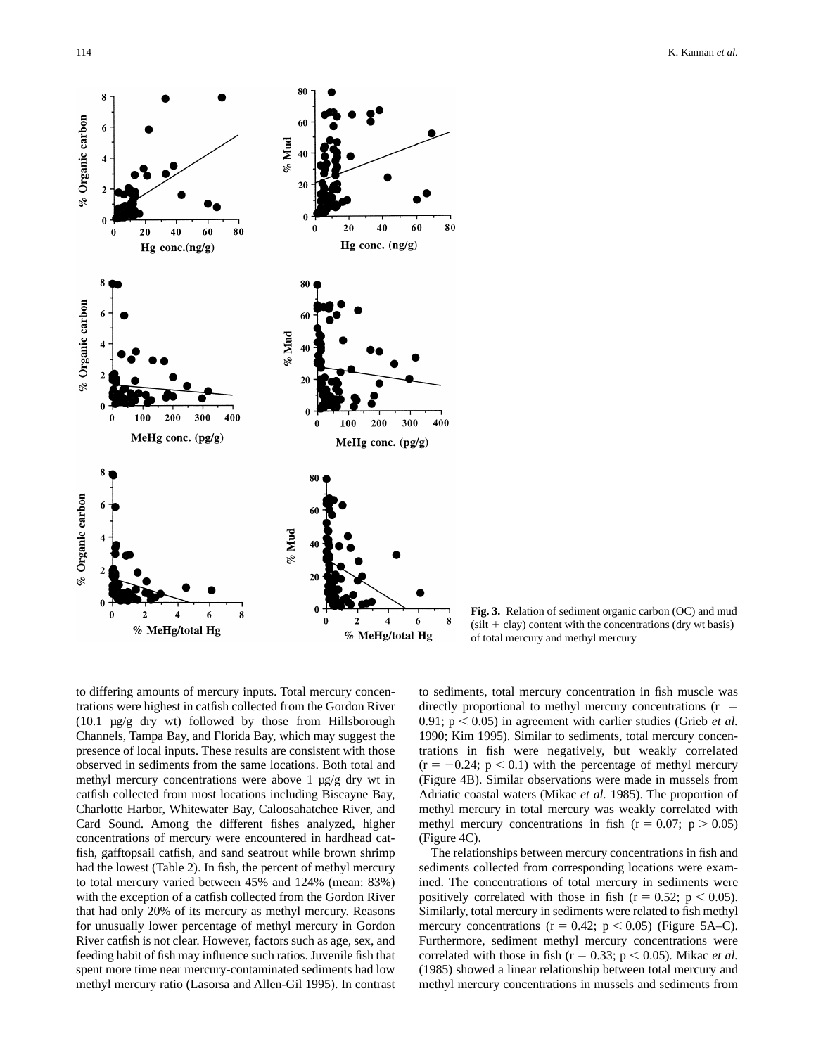**Fig. 3.** Relation of sediment organic carbon (OC) and mud (silt + clay) content with the concentrations (dry wt basis) of total mercury and methyl mercury

to differing amounts of mercury inputs. Total mercury concentrations were highest in catfish collected from the Gordon River (10.1 µg/g dry wt) followed by those from Hillsborough Channels, Tampa Bay, and Florida Bay, which may suggest the presence of local inputs. These results are consistent with those observed in sediments from the same locations. Both total and methyl mercury concentrations were above 1 µg/g dry wt in catfish collected from most locations including Biscayne Bay, Charlotte Harbor, Whitewater Bay, Caloosahatchee River, and Card Sound. Among the different fishes analyzed, higher concentrations of mercury were encountered in hardhead catfish, gafftopsail catfish, and sand seatrout while brown shrimp had the lowest (Table 2). In fish, the percent of methyl mercury to total mercury varied between 45% and 124% (mean: 83%) with the exception of a catfish collected from the Gordon River that had only 20% of its mercury as methyl mercury. Reasons for unusually lower percentage of methyl mercury in Gordon River catfish is not clear. However, factors such as age, sex, and feeding habit of fish may influence such ratios. Juvenile fish that spent more time near mercury-contaminated sediments had low methyl mercury ratio (Lasorsa and Allen-Gil 1995). In contrast to sediments, total mercury concentration in fish muscle was directly proportional to methyl mercury concentrations ($r = 0.91$; $p < 0.05$) in agreement with earlier studies (Grieb *et al.* 1990; Kim 1995). Similar to sediments, total mercury concentrations in fish were negatively, but weakly correlated ($r = -0.24$; $p < 0.1$) with the percentage of methyl mercury (Figure 4B). Similar observations were made in mussels from Adriatic coastal waters (Mikac *et al.* 1985). The proportion of methyl mercury in total mercury was weakly correlated with methyl mercury concentrations in fish ($r = 0.07$; $p > 0.05$) (Figure 4C).

The relationships between mercury concentrations in fish and sediments collected from corresponding locations were examined. The concentrations of total mercury in sediments were positively correlated with those in fish ($r = 0.52$; $p < 0.05$). Similarly, total mercury in sediments were related to fish methyl mercury concentrations ($r = 0.42$; $p < 0.05$) (Figure 5A–C). Furthermore, sediment methyl mercury concentrations were correlated with those in fish ($r = 0.33$; $p < 0.05$). Mikac *et al.* (1985) showed a linear relationship between total mercury and methyl mercury concentrations in mussels and sediments from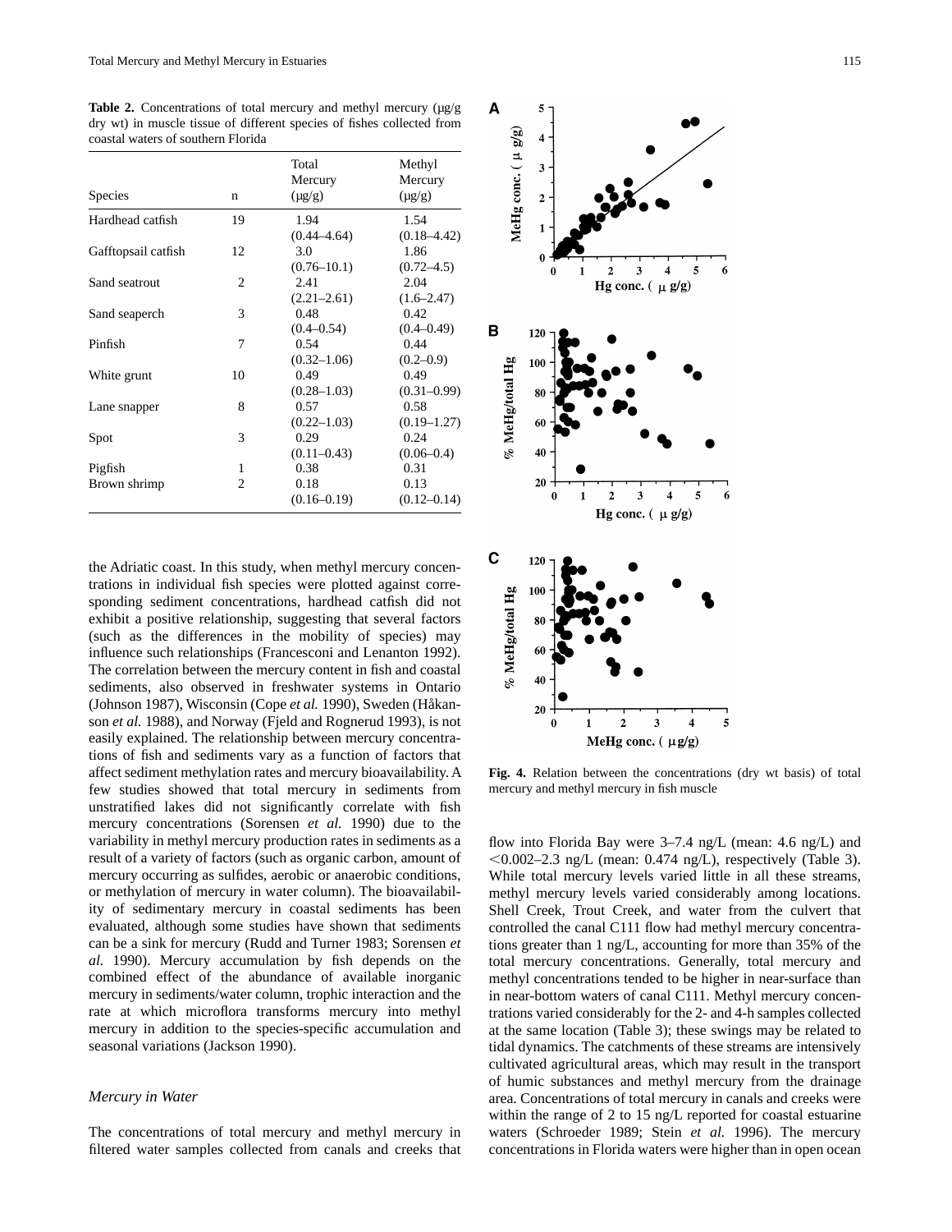**Table 2.** Concentrations of total mercury and methyl mercury (μg/g dry wt) in muscle tissue of different species of fishes collected from coastal waters of southern Florida

| Species | n | Total Mercury (μg/g) | Methyl Mercury (μg/g) |
|---|---|---|---|
| Hardhead catfish | 19 | 1.94 (0.44–4.64) | 1.54 (0.18–4.42) |
| Gafftopsail catfish | 12 | 3.0 (0.76–10.1) | 1.86 (0.72–4.5) |
| Sand seatrout | 2 | 2.41 (2.21–2.61) | 2.04 (1.6–2.47) |
| Sand seaperch | 3 | 0.48 (0.4–0.54) | 0.42 (0.4–0.49) |
| Pinfish | 7 | 0.54 (0.32–1.06) | 0.44 (0.2–0.9) |
| White grunt | 10 | 0.49 (0.28–1.03) | 0.49 (0.31–0.99) |
| Lane snapper | 8 | 0.57 (0.22–1.03) | 0.58 (0.19–1.27) |
| Spot | 3 | 0.29 (0.11–0.43) | 0.24 (0.06–0.4) |
| Pigfish | 1 | 0.38 | 0.31 |
| Brown shrimp | 2 | 0.18 (0.16–0.19) | 0.13 (0.12–0.14) |

the Adriatic coast. In this study, when methyl mercury concentrations in individual fish species were plotted against corresponding sediment concentrations, hardhead catfish did not exhibit a positive relationship, suggesting that several factors (such as the differences in the mobility of species) may influence such relationships (Francesconi and Lenanton 1992). The correlation between the mercury content in fish and coastal sediments, also observed in freshwater systems in Ontario (Johnson 1987), Wisconsin (Cope *et al.* 1990), Sweden (Håkanson *et al.* 1988), and Norway (Fjeld and Rognerud 1993), is not easily explained. The relationship between mercury concentrations of fish and sediments vary as a function of factors that affect sediment methylation rates and mercury bioavailability. A few studies showed that total mercury in sediments from unstratified lakes did not significantly correlate with fish mercury concentrations (Sorensen *et al.* 1990) due to the variability in methyl mercury production rates in sediments as a result of a variety of factors (such as organic carbon, amount of mercury occurring as sulfides, aerobic or anaerobic conditions, or methylation of mercury in water column). The bioavailability of sedimentary mercury in coastal sediments has been evaluated, although some studies have shown that sediments can be a sink for mercury (Rudd and Turner 1983; Sorensen *et al.* 1990). Mercury accumulation by fish depends on the combined effect of the abundance of available inorganic mercury in sediments/water column, trophic interaction and the rate at which microflora transforms mercury into methyl mercury in addition to the species-specific accumulation and seasonal variations (Jackson 1990).

### *Mercury in Water*

The concentrations of total mercury and methyl mercury in filtered water samples collected from canals and creeks that

**Fig. 4.** Relation between the concentrations (dry wt basis) of total mercury and methyl mercury in fish muscle

flow into Florida Bay were 3–7.4 ng/L (mean: 4.6 ng/L) and <0.002–2.3 ng/L (mean: 0.474 ng/L), respectively (Table 3). While total mercury levels varied little in all these streams, methyl mercury levels varied considerably among locations. Shell Creek, Trout Creek, and water from the culvert that controlled the canal C111 flow had methyl mercury concentrations greater than 1 ng/L, accounting for more than 35% of the total mercury concentrations. Generally, total mercury and methyl concentrations tended to be higher in near-surface than in near-bottom waters of canal C111. Methyl mercury concentrations varied considerably for the 2- and 4-h samples collected at the same location (Table 3); these swings may be related to tidal dynamics. The catchments of these streams are intensively cultivated agricultural areas, which may result in the transport of humic substances and methyl mercury from the drainage area. Concentrations of total mercury in canals and creeks were within the range of 2 to 15 ng/L reported for coastal estuarine waters (Schroeder 1989; Stein *et al.* 1996). The mercury concentrations in Florida waters were higher than in open ocean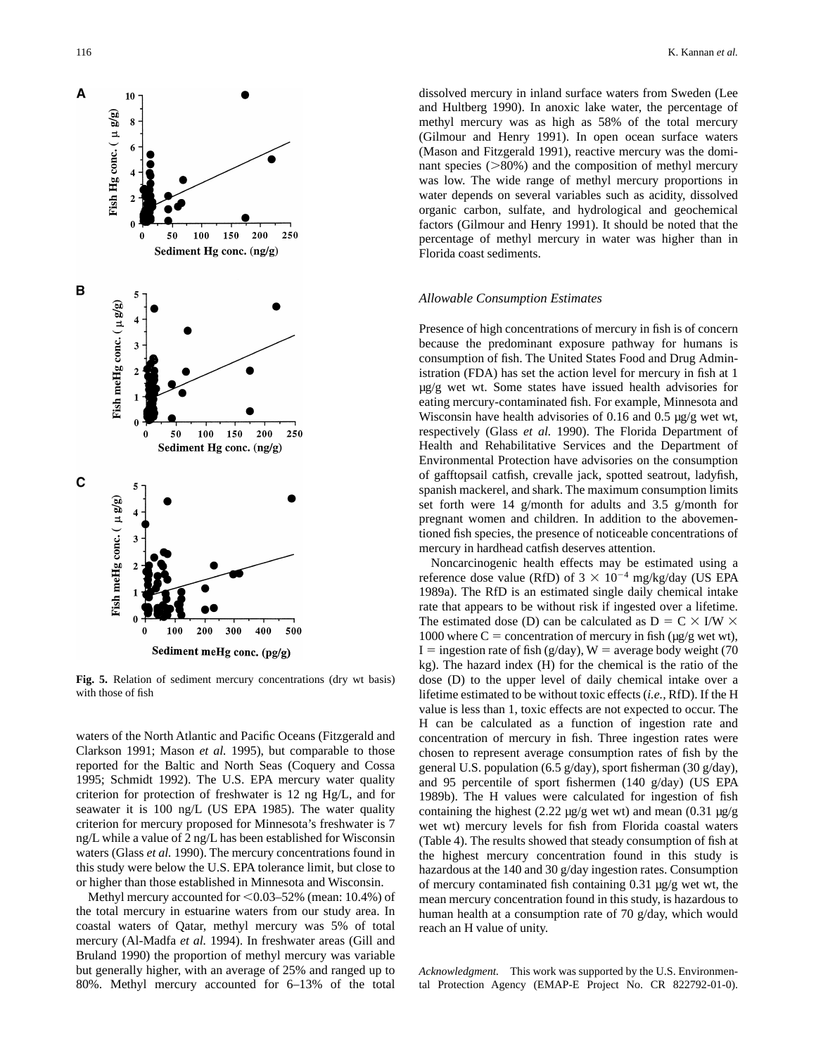Fig. 5. Relation of sediment mercury concentrations (dry wt basis) with those of fish

waters of the North Atlantic and Pacific Oceans (Fitzgerald and Clarkson 1991; Mason *et al.* 1995), but comparable to those reported for the Baltic and North Seas (Coquery and Cossa 1995; Schmidt 1992). The U.S. EPA mercury water quality criterion for protection of freshwater is 12 ng Hg/L, and for seawater it is 100 ng/L (US EPA 1985). The water quality criterion for mercury proposed for Minnesota's freshwater is 7 ng/L while a value of 2 ng/L has been established for Wisconsin waters (Glass *et al.* 1990). The mercury concentrations found in this study were below the U.S. EPA tolerance limit, but close to or higher than those established in Minnesota and Wisconsin.

Methyl mercury accounted for <0.03–52% (mean: 10.4%) of the total mercury in estuarine waters from our study area. In coastal waters of Qatar, methyl mercury was 5% of total mercury (Al-Madfa *et al.* 1994). In freshwater areas (Gill and Bruland 1990) the proportion of methyl mercury was variable but generally higher, with an average of 25% and ranged up to 80%. Methyl mercury accounted for 6–13% of the total dissolved mercury in inland surface waters from Sweden (Lee and Hultberg 1990). In anoxic lake water, the percentage of methyl mercury was as high as 58% of the total mercury (Gilmour and Henry 1991). In open ocean surface waters (Mason and Fitzgerald 1991), reactive mercury was the dominant species (>80%) and the composition of methyl mercury was low. The wide range of methyl mercury proportions in water depends on several variables such as acidity, dissolved organic carbon, sulfate, and hydrological and geochemical factors (Gilmour and Henry 1991). It should be noted that the percentage of methyl mercury in water was higher than in Florida coast sediments.

### *Allowable Consumption Estimates*

Presence of high concentrations of mercury in fish is of concern because the predominant exposure pathway for humans is consumption of fish. The United States Food and Drug Administration (FDA) has set the action level for mercury in fish at 1 μg/g wet wt. Some states have issued health advisories for eating mercury-contaminated fish. For example, Minnesota and Wisconsin have health advisories of 0.16 and 0.5 μg/g wet wt, respectively (Glass *et al.* 1990). The Florida Department of Health and Rehabilitative Services and the Department of Environmental Protection have advisories on the consumption of gafftopsail catfish, crevalle jack, spotted seatrout, ladyfish, spanish mackerel, and shark. The maximum consumption limits set forth were 14 g/month for adults and 3.5 g/month for pregnant women and children. In addition to the abovementioned fish species, the presence of noticeable concentrations of mercury in hardhead catfish deserves attention.

Noncarcinogenic health effects may be estimated using a reference dose value (RfD) of $3 \times 10^{-4}$ mg/kg/day (US EPA 1989a). The RfD is an estimated single daily chemical intake rate that appears to be without risk if ingested over a lifetime. The estimated dose (D) can be calculated as $D = C \times I/W \times 1000$ where C = concentration of mercury in fish (μg/g wet wt), I = ingestion rate of fish (g/day), W = average body weight (70 kg). The hazard index (H) for the chemical is the ratio of the dose (D) to the upper level of daily chemical intake over a lifetime estimated to be without toxic effects (*i.e.,* RfD). If the H value is less than 1, toxic effects are not expected to occur. The H can be calculated as a function of ingestion rate and concentration of mercury in fish. Three ingestion rates were chosen to represent average consumption rates of fish by the general U.S. population (6.5 g/day), sport fisherman (30 g/day), and 95 percentile of sport fishermen (140 g/day) (US EPA 1989b). The H values were calculated for ingestion of fish containing the highest (2.22 μg/g wet wt) and mean (0.31 μg/g wet wt) mercury levels for fish from Florida coastal waters (Table 4). The results showed that steady consumption of fish at the highest mercury concentration found in this study is hazardous at the 140 and 30 g/day ingestion rates. Consumption of mercury contaminated fish containing 0.31 μg/g wet wt, the mean mercury concentration found in this study, is hazardous to human health at a consumption rate of 70 g/day, which would reach an H value of unity.

*Acknowledgment.* This work was supported by the U.S. Environmental Protection Agency (EMAP-E Project No. CR 822792-01-0).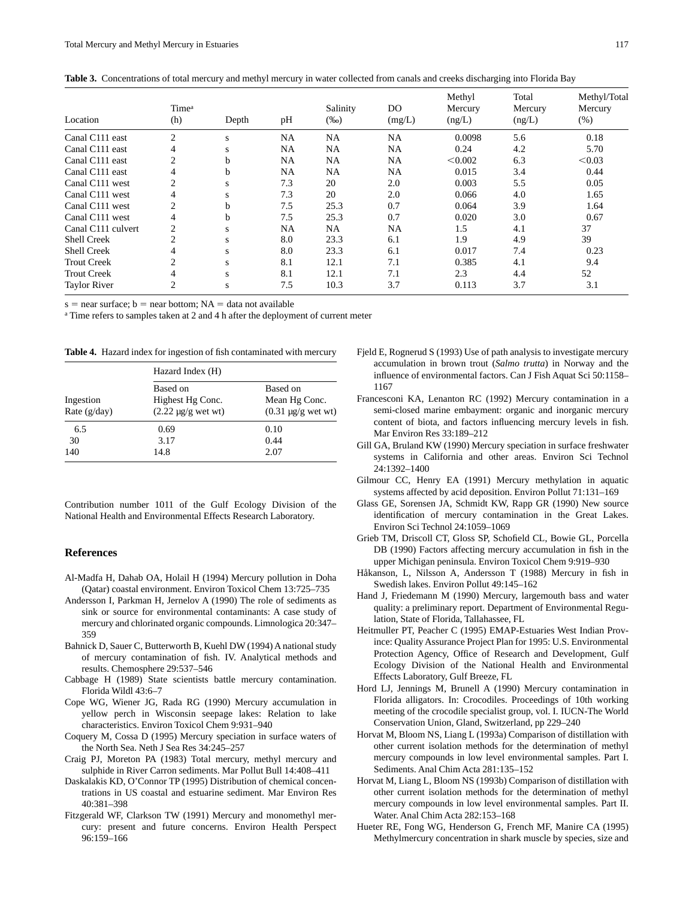**Table 3.** Concentrations of total mercury and methyl mercury in water collected from canals and creeks discharging into Florida Bay

| Location | Time[a] (h) | Depth | pH | Salinity (‰) | DO (mg/L) | Methyl Mercury (ng/L) | Total Mercury (ng/L) | Methyl/Total Mercury (%) |
|---|---|---|---|---|---|---|---|---|
| Canal C111 east | 2 | s | NA | NA | NA | 0.0098 | 5.6 | 0.18 |
| Canal C111 east | 4 | s | NA | NA | NA | 0.24 | 4.2 | 5.70 |
| Canal C111 east | 2 | b | NA | NA | NA | <0.002 | 6.3 | <0.03 |
| Canal C111 east | 4 | b | NA | NA | NA | 0.015 | 3.4 | 0.44 |
| Canal C111 west | 2 | s | 7.3 | 20 | 2.0 | 0.003 | 5.5 | 0.05 |
| Canal C111 west | 4 | s | 7.3 | 20 | 2.0 | 0.066 | 4.0 | 1.65 |
| Canal C111 west | 2 | b | 7.5 | 25.3 | 0.7 | 0.064 | 3.9 | 1.64 |
| Canal C111 west | 4 | b | 7.5 | 25.3 | 0.7 | 0.020 | 3.0 | 0.67 |
| Canal C111 culvert | 2 | s | NA | NA | NA | 1.5 | 4.1 | 37 |
| Shell Creek | 2 | s | 8.0 | 23.3 | 6.1 | 1.9 | 4.9 | 39 |
| Shell Creek | 4 | s | 8.0 | 23.3 | 6.1 | 0.017 | 7.4 | 0.23 |
| Trout Creek | 2 | s | 8.1 | 12.1 | 7.1 | 0.385 | 4.1 | 9.4 |
| Trout Creek | 4 | s | 8.1 | 12.1 | 7.1 | 2.3 | 4.4 | 52 |
| Taylor River | 2 | s | 7.5 | 10.3 | 3.7 | 0.113 | 3.7 | 3.1 |

s = near surface; b = near bottom; NA = data not available

[a] Time refers to samples taken at 2 and 4 h after the deployment of current meter

**Table 4.** Hazard index for ingestion of fish contaminated with mercury

| Ingestion Rate (g/day) | Hazard Index (H) | |
|---|---|---|
| | Based on Highest Hg Conc. (2.22 μg/g wet wt) | Based on Mean Hg Conc. (0.31 μg/g wet wt) |
| 6.5 | 0.69 | 0.10 |
| 30 | 3.17 | 0.44 |
| 140 | 14.8 | 2.07 |

Contribution number 1011 of the Gulf Ecology Division of the National Health and Environmental Effects Research Laboratory.

## References

Al-Madfa H, Dahab OA, Holail H (1994) Mercury pollution in Doha (Qatar) coastal environment. Environ Toxicol Chem 13:725–735

Andersson I, Parkman H, Jernelov A (1990) The role of sediments as sink or source for environmental contaminants: A case study of mercury and chlorinated organic compounds. Limnologica 20:347–359

Bahnick D, Sauer C, Butterworth B, Kuehl DW (1994) A national study of mercury contamination of fish. IV. Analytical methods and results. Chemosphere 29:537–546

Cabbage H (1989) State scientists battle mercury contamination. Florida Wildl 43:6–7

Cope WG, Wiener JG, Rada RG (1990) Mercury accumulation in yellow perch in Wisconsin seepage lakes: Relation to lake characteristics. Environ Toxicol Chem 9:931–940

Coquery M, Cossa D (1995) Mercury speciation in surface waters of the North Sea. Neth J Sea Res 34:245–257

Craig PJ, Moreton PA (1983) Total mercury, methyl mercury and sulphide in River Carron sediments. Mar Pollut Bull 14:408–411

Daskalakis KD, O'Connor TP (1995) Distribution of chemical concentrations in US coastal and estuarine sediment. Mar Environ Res 40:381–398

Fitzgerald WF, Clarkson TW (1991) Mercury and monomethyl mercury: present and future concerns. Environ Health Perspect 96:159–166

Fjeld E, Rognerud S (1993) Use of path analysis to investigate mercury accumulation in brown trout (*Salmo trutta*) in Norway and the influence of environmental factors. Can J Fish Aquat Sci 50:1158–1167

Francesconi KA, Lenanton RC (1992) Mercury contamination in a semi-closed marine embayment: organic and inorganic mercury content of biota, and factors influencing mercury levels in fish. Mar Environ Res 33:189–212

Gill GA, Bruland KW (1990) Mercury speciation in surface freshwater systems in California and other areas. Environ Sci Technol 24:1392–1400

Gilmour CC, Henry EA (1991) Mercury methylation in aquatic systems affected by acid deposition. Environ Pollut 71:131–169

Glass GE, Sorensen JA, Schmidt KW, Rapp GR (1990) New source identification of mercury contamination in the Great Lakes. Environ Sci Technol 24:1059–1069

Grieb TM, Driscoll CT, Gloss SP, Schofield CL, Bowie GL, Porcella DB (1990) Factors affecting mercury accumulation in fish in the upper Michigan peninsula. Environ Toxicol Chem 9:919–930

Håkanson, L, Nilsson A, Andersson T (1988) Mercury in fish in Swedish lakes. Environ Pollut 49:145–162

Hand J, Friedemann M (1990) Mercury, largemouth bass and water quality: a preliminary report. Department of Environmental Regulation, State of Florida, Tallahassee, FL

Heitmuller PT, Peacher C (1995) EMAP-Estuaries West Indian Province: Quality Assurance Project Plan for 1995: U.S. Environmental Protection Agency, Office of Research and Development, Gulf Ecology Division of the National Health and Environmental Effects Laboratory, Gulf Breeze, FL

Hord LJ, Jennings M, Brunell A (1990) Mercury contamination in Florida alligators. In: Crocodiles. Proceedings of 10th working meeting of the crocodile specialist group, vol. I. IUCN-The World Conservation Union, Gland, Switzerland, pp 229–240

Horvat M, Bloom NS, Liang L (1993a) Comparison of distillation with other current isolation methods for the determination of methyl mercury compounds in low level environmental samples. Part I. Sediments. Anal Chim Acta 281:135–152

Horvat M, Liang L, Bloom NS (1993b) Comparison of distillation with other current isolation methods for the determination of methyl mercury compounds in low level environmental samples. Part II. Water. Anal Chim Acta 282:153–168

Hueter RE, Fong WG, Henderson G, French MF, Manire CA (1995) Methylmercury concentration in shark muscle by species, size and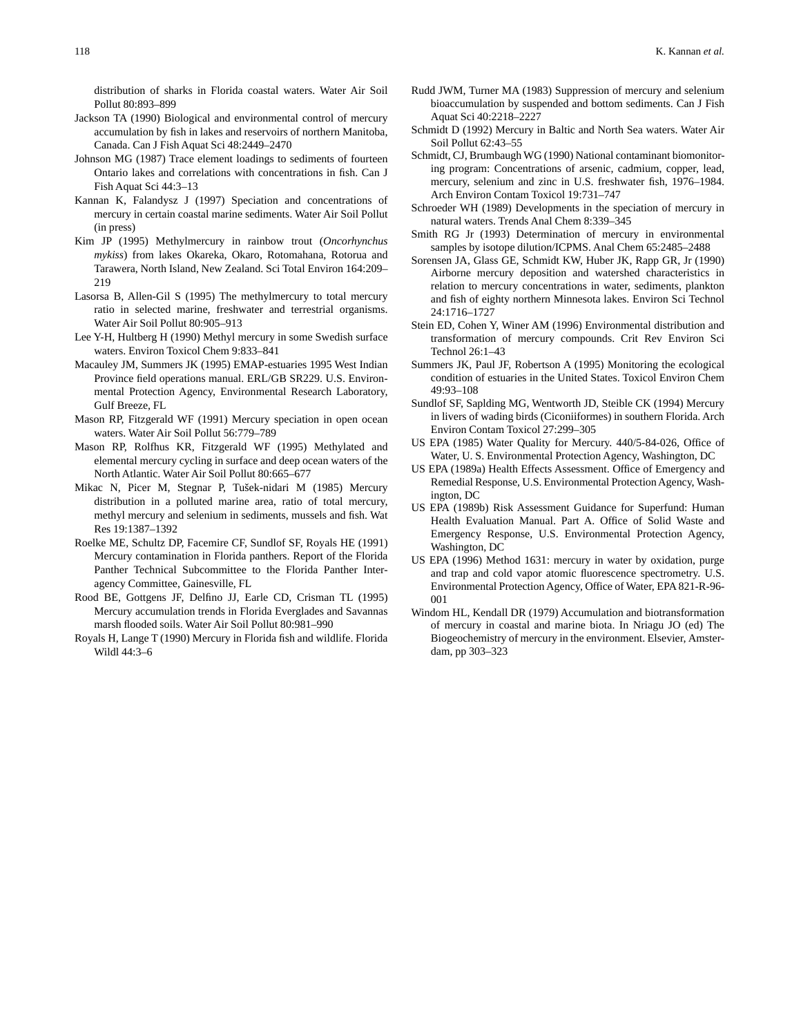distribution of sharks in Florida coastal waters. Water Air Soil Pollut 80:893–899

Jackson TA (1990) Biological and environmental control of mercury accumulation by fish in lakes and reservoirs of northern Manitoba, Canada. Can J Fish Aquat Sci 48:2449–2470

Johnson MG (1987) Trace element loadings to sediments of fourteen Ontario lakes and correlations with concentrations in fish. Can J Fish Aquat Sci 44:3–13

Kannan K, Falandysz J (1997) Speciation and concentrations of mercury in certain coastal marine sediments. Water Air Soil Pollut (in press)

Kim JP (1995) Methylmercury in rainbow trout (*Oncorhynchus mykiss*) from lakes Okareka, Okaro, Rotomahana, Rotorua and Tarawera, North Island, New Zealand. Sci Total Environ 164:209–219

Lasorsa B, Allen-Gil S (1995) The methylmercury to total mercury ratio in selected marine, freshwater and terrestrial organisms. Water Air Soil Pollut 80:905–913

Lee Y-H, Hultberg H (1990) Methyl mercury in some Swedish surface waters. Environ Toxicol Chem 9:833–841

Macauley JM, Summers JK (1995) EMAP-estuaries 1995 West Indian Province field operations manual. ERL/GB SR229. U.S. Environmental Protection Agency, Environmental Research Laboratory, Gulf Breeze, FL

Mason RP, Fitzgerald WF (1991) Mercury speciation in open ocean waters. Water Air Soil Pollut 56:779–789

Mason RP, Rolfhus KR, Fitzgerald WF (1995) Methylated and elemental mercury cycling in surface and deep ocean waters of the North Atlantic. Water Air Soil Pollut 80:665–677

Mikac N, Picer M, Stegnar P, Tušek-nidari M (1985) Mercury distribution in a polluted marine area, ratio of total mercury, methyl mercury and selenium in sediments, mussels and fish. Wat Res 19:1387–1392

Roelke ME, Schultz DP, Facemire CF, Sundlof SF, Royals HE (1991) Mercury contamination in Florida panthers. Report of the Florida Panther Technical Subcommittee to the Florida Panther Interagency Committee, Gainesville, FL

Rood BE, Gottgens JF, Delfino JJ, Earle CD, Crisman TL (1995) Mercury accumulation trends in Florida Everglades and Savannas marsh flooded soils. Water Air Soil Pollut 80:981–990

Royals H, Lange T (1990) Mercury in Florida fish and wildlife. Florida Wildl 44:3–6

Rudd JWM, Turner MA (1983) Suppression of mercury and selenium bioaccumulation by suspended and bottom sediments. Can J Fish Aquat Sci 40:2218–2227

Schmidt D (1992) Mercury in Baltic and North Sea waters. Water Air Soil Pollut 62:43–55

Schmidt, CJ, Brumbaugh WG (1990) National contaminant biomonitoring program: Concentrations of arsenic, cadmium, copper, lead, mercury, selenium and zinc in U.S. freshwater fish, 1976–1984. Arch Environ Contam Toxicol 19:731–747

Schroeder WH (1989) Developments in the speciation of mercury in natural waters. Trends Anal Chem 8:339–345

Smith RG Jr (1993) Determination of mercury in environmental samples by isotope dilution/ICPMS. Anal Chem 65:2485–2488

Sorensen JA, Glass GE, Schmidt KW, Huber JK, Rapp GR, Jr (1990) Airborne mercury deposition and watershed characteristics in relation to mercury concentrations in water, sediments, plankton and fish of eighty northern Minnesota lakes. Environ Sci Technol 24:1716–1727

Stein ED, Cohen Y, Winer AM (1996) Environmental distribution and transformation of mercury compounds. Crit Rev Environ Sci Technol 26:1–43

Summers JK, Paul JF, Robertson A (1995) Monitoring the ecological condition of estuaries in the United States. Toxicol Environ Chem 49:93–108

Sundlof SF, Saplding MG, Wentworth JD, Steible CK (1994) Mercury in livers of wading birds (Ciconiiformes) in southern Florida. Arch Environ Contam Toxicol 27:299–305

US EPA (1985) Water Quality for Mercury. 440/5-84-026, Office of Water, U. S. Environmental Protection Agency, Washington, DC

US EPA (1989a) Health Effects Assessment. Office of Emergency and Remedial Response, U.S. Environmental Protection Agency, Washington, DC

US EPA (1989b) Risk Assessment Guidance for Superfund: Human Health Evaluation Manual. Part A. Office of Solid Waste and Emergency Response, U.S. Environmental Protection Agency, Washington, DC

US EPA (1996) Method 1631: mercury in water by oxidation, purge and trap and cold vapor atomic fluorescence spectrometry. U.S. Environmental Protection Agency, Office of Water, EPA 821-R-96-001

Windom HL, Kendall DR (1979) Accumulation and biotransformation of mercury in coastal and marine biota. In Nriagu JO (ed) The Biogeochemistry of mercury in the environment. Elsevier, Amsterdam, pp 303–323